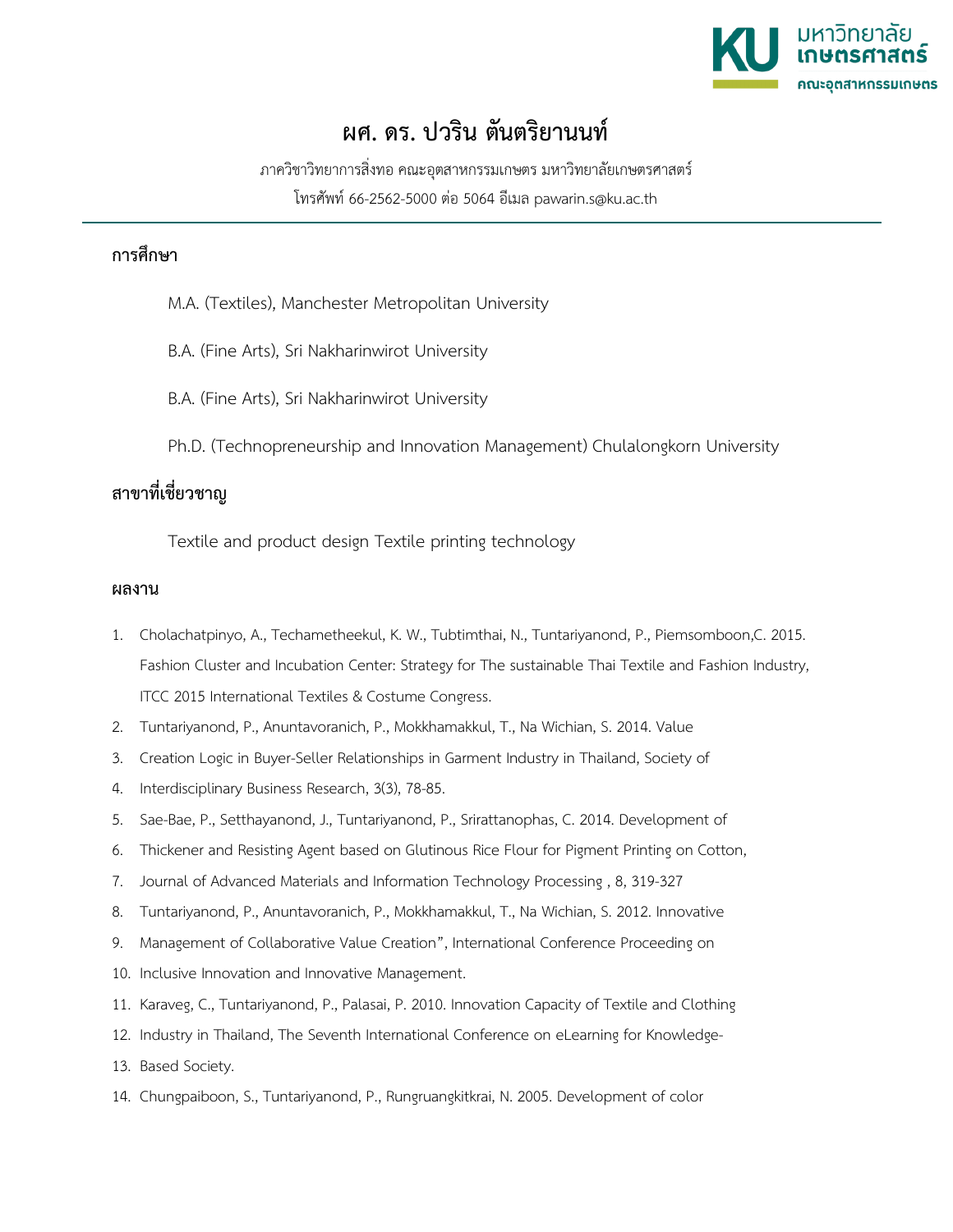# ผศ. ดร. ปวริน ตันตริยานนท์

ภาควิชาวิทยาการสิ่งทอ คณะอุตสาหกรรมเกษตร มหาวิทยาลัยเกษตรศาสตร์

โทรศัพท์ 66-2562-5000 ต่อ 5064 อีเมล pawarin.s@ku.ac.th

## การศึกษา

M.A. (Textiles), Manchester Metropolitan University

B.A. (Fine Arts), Sri Nakharinwirot University

B.A. (Fine Arts), Sri Nakharinwirot University

Ph.D. (Technopreneurship and Innovation Management) Chulalongkorn University

## สาขาที่เชี่ยวชาญ

Textile and product design Textile printing technology

## ผลงาน

1. Cholachatpinyo, A., Techametheekul, K. W., Tubtimthai, N., Tuntariyanond, P., Piemsomboon,C. 2015. Fashion Cluster and Incubation Center: Strategy for The sustainable Thai Textile and Fashion Industry, ITCC 2015 International Textiles & Costume Congress.
2. Tuntariyanond, P., Anuntavoranich, P., Mokkhamakkul, T., Na Wichian, S. 2014. Value
3. Creation Logic in Buyer-Seller Relationships in Garment Industry in Thailand, Society of
4. Interdisciplinary Business Research, 3(3), 78-85.
5. Sae-Bae, P., Setthayanond, J., Tuntariyanond, P., Srirattanophas, C. 2014. Development of
6. Thickener and Resisting Agent based on Glutinous Rice Flour for Pigment Printing on Cotton,
7. Journal of Advanced Materials and Information Technology Processing , 8, 319-327
8. Tuntariyanond, P., Anuntavoranich, P., Mokkhamakkul, T., Na Wichian, S. 2012. Innovative
9. Management of Collaborative Value Creation", International Conference Proceeding on
10. Inclusive Innovation and Innovative Management.
11. Karaveg, C., Tuntariyanond, P., Palasai, P. 2010. Innovation Capacity of Textile and Clothing
12. Industry in Thailand, The Seventh International Conference on eLearning for Knowledge-
13. Based Society.
14. Chungpaiboon, S., Tuntariyanond, P., Rungruangkitkrai, N. 2005. Development of color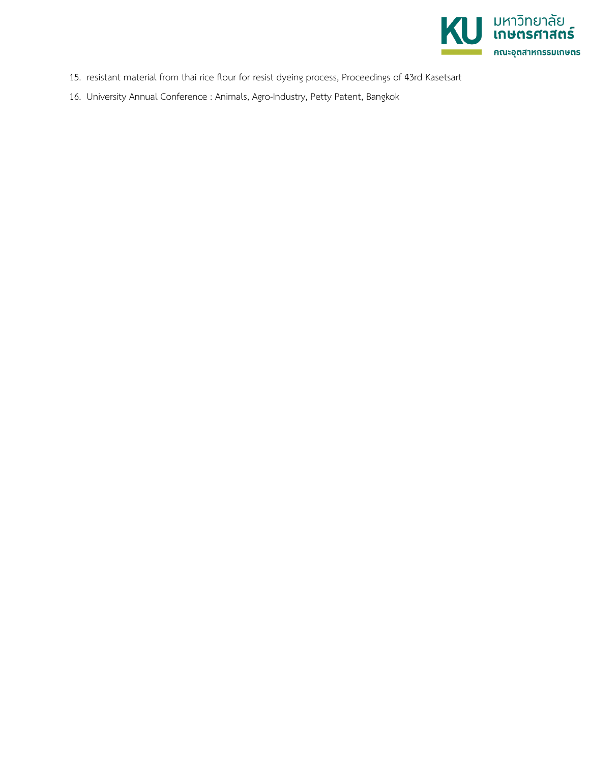15. resistant material from thai rice flour for resist dyeing process, Proceedings of 43rd Kasetsart
16. University Annual Conference : Animals, Agro-Industry, Petty Patent, Bangkok